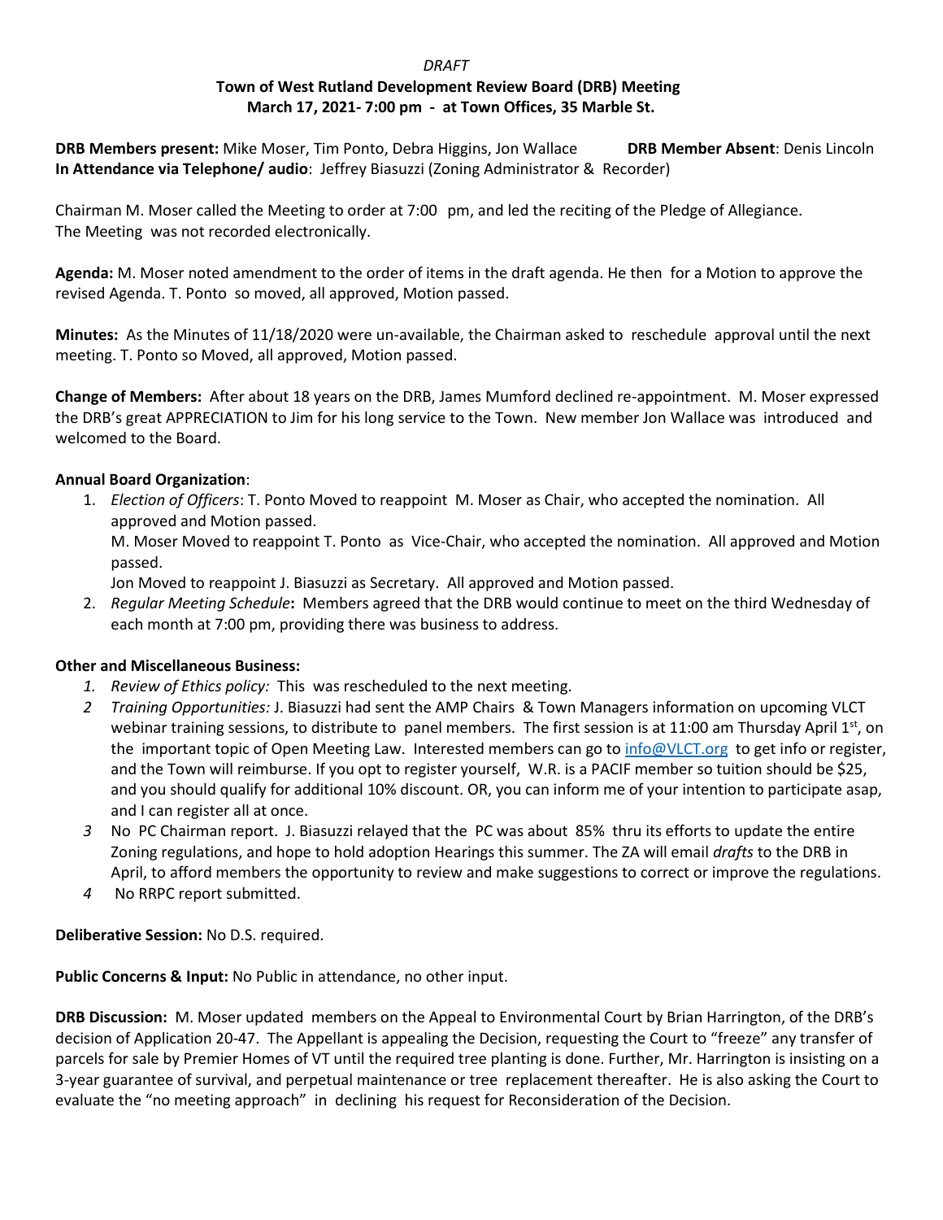*DRAFT*

**Town of West Rutland Development Review Board (DRB) Meeting**
**March 17, 2021- 7:00 pm - at Town Offices, 35 Marble St.**

**DRB Members present:** Mike Moser, Tim Ponto, Debra Higgins, Jon Wallace **DRB Member Absent**: Denis Lincoln
**In Attendance via Telephone/ audio**: Jeffrey Biasuzzi (Zoning Administrator & Recorder)

Chairman M. Moser called the Meeting to order at 7:00 pm, and led the reciting of the Pledge of Allegiance. The Meeting was not recorded electronically.

**Agenda:** M. Moser noted amendment to the order of items in the draft agenda. He then for a Motion to approve the revised Agenda. T. Ponto so moved, all approved, Motion passed.

**Minutes:** As the Minutes of 11/18/2020 were un-available, the Chairman asked to reschedule approval until the next meeting. T. Ponto so Moved, all approved, Motion passed.

**Change of Members:** After about 18 years on the DRB, James Mumford declined re-appointment. M. Moser expressed the DRB's great APPRECIATION to Jim for his long service to the Town. New member Jon Wallace was introduced and welcomed to the Board.

**Annual Board Organization**:

1. *Election of Officers*: T. Ponto Moved to reappoint M. Moser as Chair, who accepted the nomination. All approved and Motion passed.
   M. Moser Moved to reappoint T. Ponto as Vice-Chair, who accepted the nomination. All approved and Motion passed.
   Jon Moved to reappoint J. Biasuzzi as Secretary. All approved and Motion passed.
2. *Regular Meeting Schedule***:** Members agreed that the DRB would continue to meet on the third Wednesday of each month at 7:00 pm, providing there was business to address.

**Other and Miscellaneous Business:**

1. *Review of Ethics policy:* This was rescheduled to the next meeting.
2. *Training Opportunities:* J. Biasuzzi had sent the AMP Chairs & Town Managers information on upcoming VLCT webinar training sessions, to distribute to panel members. The first session is at 11:00 am Thursday April 1st, on the important topic of Open Meeting Law. Interested members can go to info@VLCT.org to get info or register, and the Town will reimburse. If you opt to register yourself, W.R. is a PACIF member so tuition should be $25, and you should qualify for additional 10% discount. OR, you can inform me of your intention to participate asap, and I can register all at once.
3. No PC Chairman report. J. Biasuzzi relayed that the PC was about 85% thru its efforts to update the entire Zoning regulations, and hope to hold adoption Hearings this summer. The ZA will email *drafts* to the DRB in April, to afford members the opportunity to review and make suggestions to correct or improve the regulations.
4. No RRPC report submitted.

**Deliberative Session:** No D.S. required.

**Public Concerns & Input:** No Public in attendance, no other input.

**DRB Discussion:** M. Moser updated members on the Appeal to Environmental Court by Brian Harrington, of the DRB's decision of Application 20-47. The Appellant is appealing the Decision, requesting the Court to "freeze" any transfer of parcels for sale by Premier Homes of VT until the required tree planting is done. Further, Mr. Harrington is insisting on a 3-year guarantee of survival, and perpetual maintenance or tree replacement thereafter. He is also asking the Court to evaluate the "no meeting approach" in declining his request for Reconsideration of the Decision.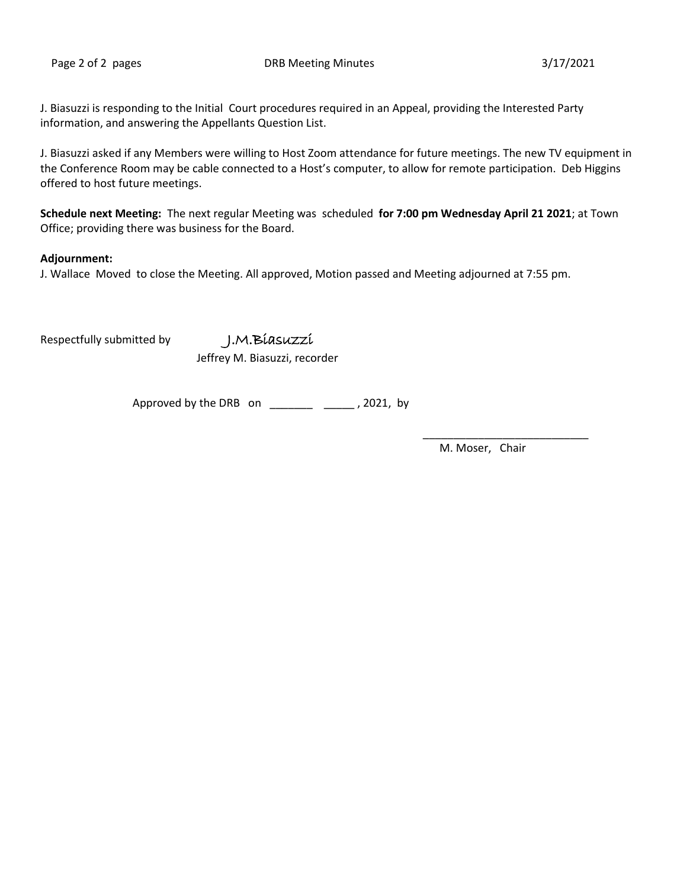J. Biasuzzi is responding to the Initial Court procedures required in an Appeal, providing the Interested Party information, and answering the Appellants Question List.

J. Biasuzzi asked if any Members were willing to Host Zoom attendance for future meetings. The new TV equipment in the Conference Room may be cable connected to a Host's computer, to allow for remote participation. Deb Higgins offered to host future meetings.

**Schedule next Meeting:** The next regular Meeting was scheduled **for 7:00 pm Wednesday April 21 2021**; at Town Office; providing there was business for the Board.

**Adjournment:**
J. Wallace Moved to close the Meeting. All approved, Motion passed and Meeting adjourned at 7:55 pm.

Respectfully submitted by J.M.Biasuzzi
Jeffrey M. Biasuzzi, recorder

Approved by the DRB on _______ _____ , 2021, by

___________________________
M. Moser, Chair